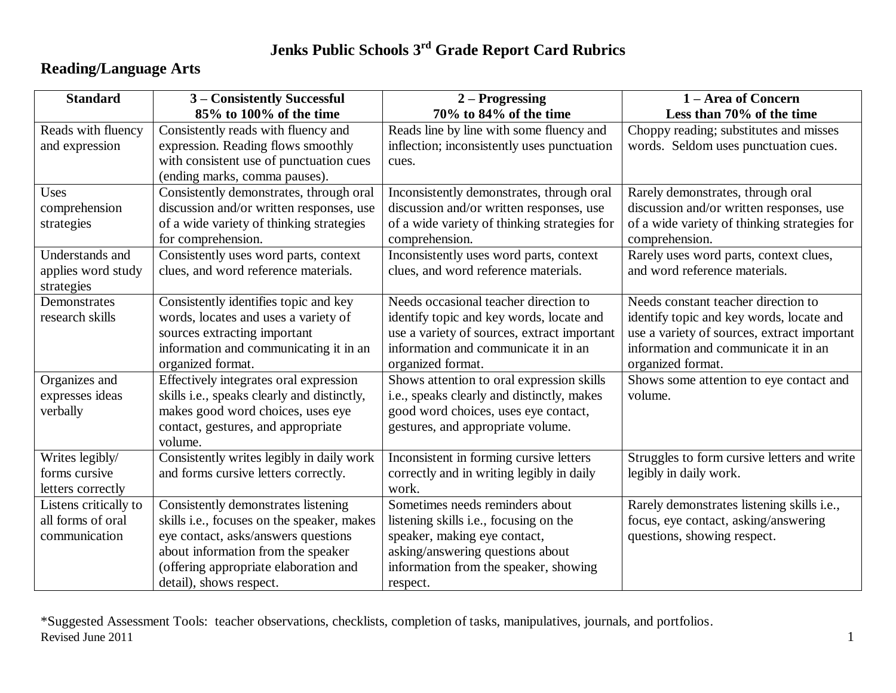# Jenks Public Schools 3rd Grade Report Card Rubrics

## Reading/Language Arts

| Standard | 3 – Consistently Successful 85% to 100% of the time | 2 – Progressing 70% to 84% of the time | 1 – Area of Concern Less than 70% of the time |
|---|---|---|---|
| Reads with fluency and expression | Consistently reads with fluency and expression. Reading flows smoothly with consistent use of punctuation cues (ending marks, comma pauses). | Reads line by line with some fluency and inflection; inconsistently uses punctuation cues. | Choppy reading; substitutes and misses words. Seldom uses punctuation cues. |
| Uses comprehension strategies | Consistently demonstrates, through oral discussion and/or written responses, use of a wide variety of thinking strategies for comprehension. | Inconsistently demonstrates, through oral discussion and/or written responses, use of a wide variety of thinking strategies for comprehension. | Rarely demonstrates, through oral discussion and/or written responses, use of a wide variety of thinking strategies for comprehension. |
| Understands and applies word study strategies | Consistently uses word parts, context clues, and word reference materials. | Inconsistently uses word parts, context clues, and word reference materials. | Rarely uses word parts, context clues, and word reference materials. |
| Demonstrates research skills | Consistently identifies topic and key words, locates and uses a variety of sources extracting important information and communicating it in an organized format. | Needs occasional teacher direction to identify topic and key words, locate and use a variety of sources, extract important information and communicate it in an organized format. | Needs constant teacher direction to identify topic and key words, locate and use a variety of sources, extract important information and communicate it in an organized format. |
| Organizes and expresses ideas verbally | Effectively integrates oral expression skills i.e., speaks clearly and distinctly, makes good word choices, uses eye contact, gestures, and appropriate volume. | Shows attention to oral expression skills i.e., speaks clearly and distinctly, makes good word choices, uses eye contact, gestures, and appropriate volume. | Shows some attention to eye contact and volume. |
| Writes legibly/ forms cursive letters correctly | Consistently writes legibly in daily work and forms cursive letters correctly. | Inconsistent in forming cursive letters correctly and in writing legibly in daily work. | Struggles to form cursive letters and write legibly in daily work. |
| Listens critically to all forms of oral communication | Consistently demonstrates listening skills i.e., focuses on the speaker, makes eye contact, asks/answers questions about information from the speaker (offering appropriate elaboration and detail), shows respect. | Sometimes needs reminders about listening skills i.e., focusing on the speaker, making eye contact, asking/answering questions about information from the speaker, showing respect. | Rarely demonstrates listening skills i.e., focus, eye contact, asking/answering questions, showing respect. |

*Suggested Assessment Tools: teacher observations, checklists, completion of tasks, manipulatives, journals, and portfolios.

Revised June 2011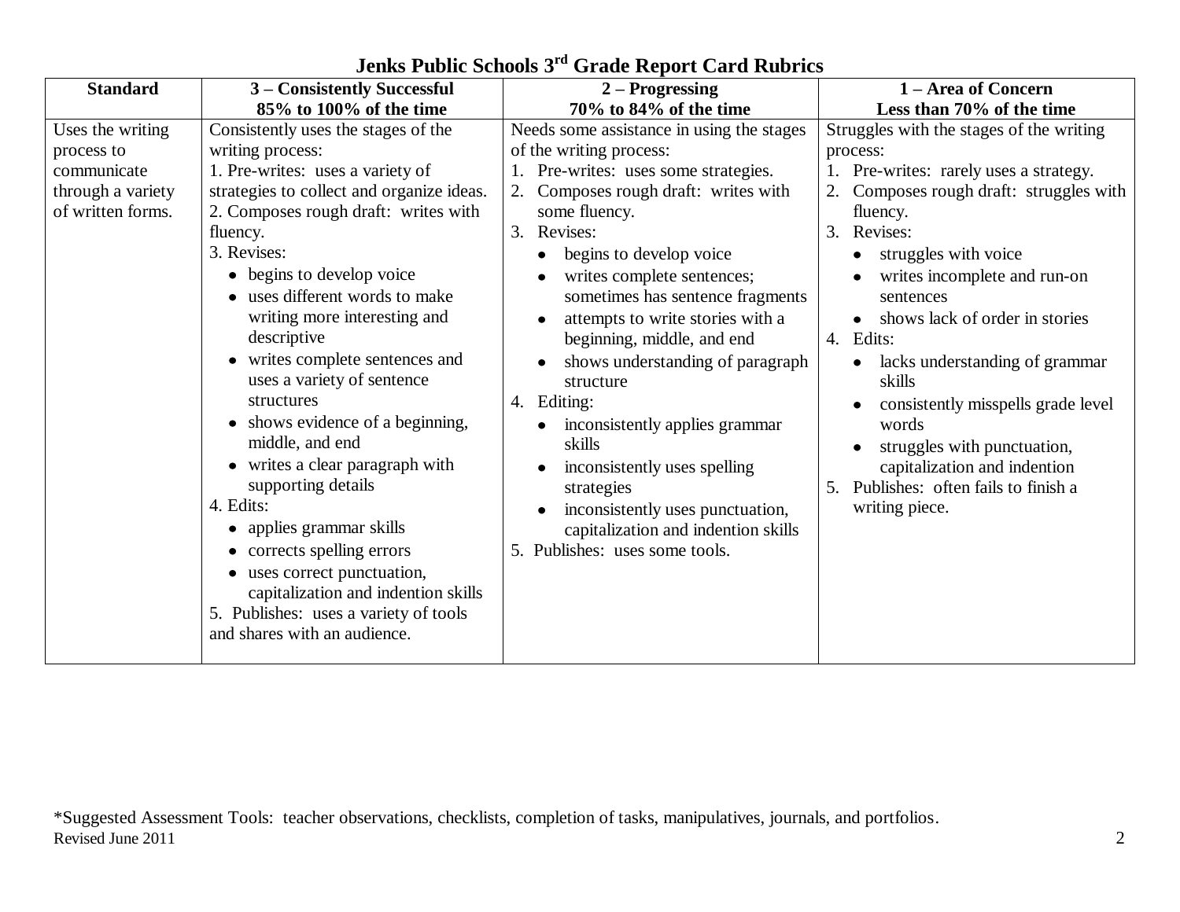# Jenks Public Schools 3rd Grade Report Card Rubrics

| Standard | 3 – Consistently Successful 85% to 100% of the time | 2 – Progressing 70% to 84% of the time | 1 – Area of Concern Less than 70% of the time |
|---|---|---|---|
| Uses the writing process to communicate through a variety of written forms. | Consistently uses the stages of the writing process:<br>1. Pre-writes: uses a variety of strategies to collect and organize ideas.<br>2. Composes rough draft: writes with fluency.<br>3. Revises:<br>• begins to develop voice<br>• uses different words to make writing more interesting and descriptive<br>• writes complete sentences and uses a variety of sentence structures<br>• shows evidence of a beginning, middle, and end<br>• writes a clear paragraph with supporting details<br>4. Edits:<br>• applies grammar skills<br>• corrects spelling errors<br>• uses correct punctuation, capitalization and indention skills<br>5. Publishes: uses a variety of tools and shares with an audience. | Needs some assistance in using the stages of the writing process:<br>1. Pre-writes: uses some strategies.<br>2. Composes rough draft: writes with some fluency.<br>3. Revises:<br>• begins to develop voice<br>• writes complete sentences; sometimes has sentence fragments<br>• attempts to write stories with a beginning, middle, and end<br>• shows understanding of paragraph structure<br>4. Editing:<br>• inconsistently applies grammar skills<br>• inconsistently uses spelling strategies<br>• inconsistently uses punctuation, capitalization and indention skills<br>5. Publishes: uses some tools. | Struggles with the stages of the writing process:<br>1. Pre-writes: rarely uses a strategy.<br>2. Composes rough draft: struggles with fluency.<br>3. Revises:<br>• struggles with voice<br>• writes incomplete and run-on sentences<br>• shows lack of order in stories<br>4. Edits:<br>• lacks understanding of grammar skills<br>• consistently misspells grade level words<br>• struggles with punctuation, capitalization and indention<br>5. Publishes: often fails to finish a writing piece. |

*Suggested Assessment Tools: teacher observations, checklists, completion of tasks, manipulatives, journals, and portfolios.

Revised June 2011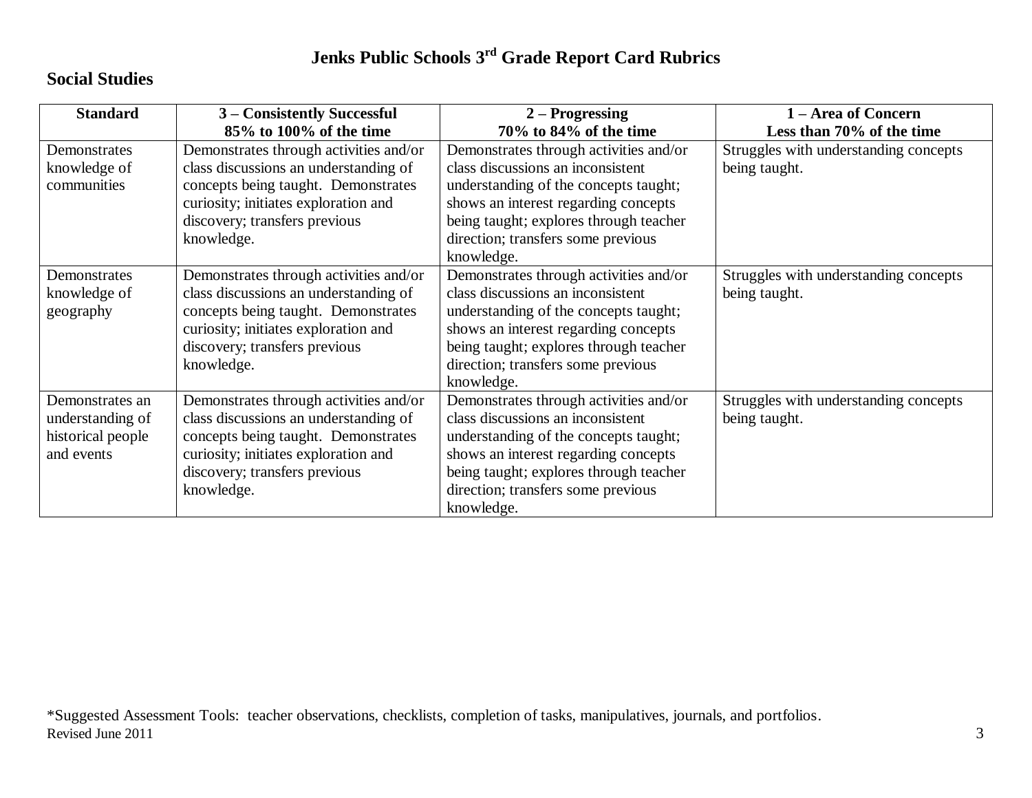# Jenks Public Schools 3rd Grade Report Card Rubrics

## Social Studies

| Standard | 3 – Consistently Successful 85% to 100% of the time | 2 – Progressing 70% to 84% of the time | 1 – Area of Concern Less than 70% of the time |
|---|---|---|---|
| Demonstrates knowledge of communities | Demonstrates through activities and/or class discussions an understanding of concepts being taught. Demonstrates curiosity; initiates exploration and discovery; transfers previous knowledge. | Demonstrates through activities and/or class discussions an inconsistent understanding of the concepts taught; shows an interest regarding concepts being taught; explores through teacher direction; transfers some previous knowledge. | Struggles with understanding concepts being taught. |
| Demonstrates knowledge of geography | Demonstrates through activities and/or class discussions an understanding of concepts being taught. Demonstrates curiosity; initiates exploration and discovery; transfers previous knowledge. | Demonstrates through activities and/or class discussions an inconsistent understanding of the concepts taught; shows an interest regarding concepts being taught; explores through teacher direction; transfers some previous knowledge. | Struggles with understanding concepts being taught. |
| Demonstrates an understanding of historical people and events | Demonstrates through activities and/or class discussions an understanding of concepts being taught. Demonstrates curiosity; initiates exploration and discovery; transfers previous knowledge. | Demonstrates through activities and/or class discussions an inconsistent understanding of the concepts taught; shows an interest regarding concepts being taught; explores through teacher direction; transfers some previous knowledge. | Struggles with understanding concepts being taught. |

*Suggested Assessment Tools: teacher observations, checklists, completion of tasks, manipulatives, journals, and portfolios.

Revised June 2011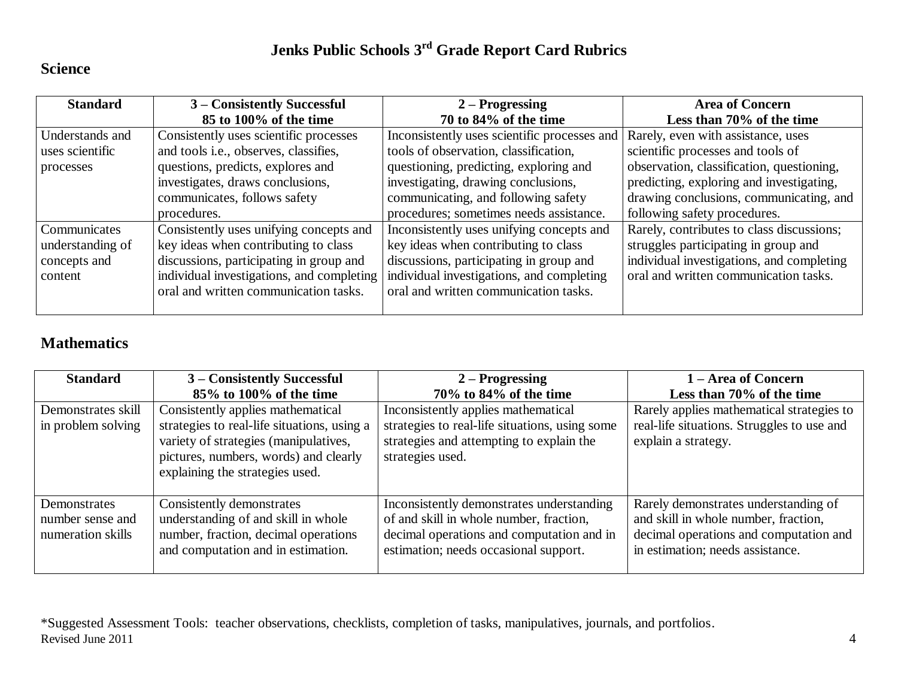# Jenks Public Schools 3rd Grade Report Card Rubrics

## Science

| Standard | 3 – Consistently Successful<br>85 to 100% of the time | 2 – Progressing<br>70 to 84% of the time | Area of Concern<br>Less than 70% of the time |
|---|---|---|---|
| Understands and uses scientific processes | Consistently uses scientific processes and tools i.e., observes, classifies, questions, predicts, explores and investigates, draws conclusions, communicates, follows safety procedures. | Inconsistently uses scientific processes and tools of observation, classification, questioning, predicting, exploring and investigating, drawing conclusions, communicating, and following safety procedures; sometimes needs assistance. | Rarely, even with assistance, uses scientific processes and tools of observation, classification, questioning, predicting, exploring and investigating, drawing conclusions, communicating, and following safety procedures. |
| Communicates understanding of concepts and content | Consistently uses unifying concepts and key ideas when contributing to class discussions, participating in group and individual investigations, and completing oral and written communication tasks. | Inconsistently uses unifying concepts and key ideas when contributing to class discussions, participating in group and individual investigations, and completing oral and written communication tasks. | Rarely, contributes to class discussions; struggles participating in group and individual investigations, and completing oral and written communication tasks. |

## Mathematics

| Standard | 3 – Consistently Successful<br>85% to 100% of the time | 2 – Progressing<br>70% to 84% of the time | 1 – Area of Concern<br>Less than 70% of the time |
|---|---|---|---|
| Demonstrates skill in problem solving | Consistently applies mathematical strategies to real-life situations, using a variety of strategies (manipulatives, pictures, numbers, words) and clearly explaining the strategies used. | Inconsistently applies mathematical strategies to real-life situations, using some strategies and attempting to explain the strategies used. | Rarely applies mathematical strategies to real-life situations. Struggles to use and explain a strategy. |
| Demonstrates number sense and numeration skills | Consistently demonstrates understanding of and skill in whole number, fraction, decimal operations and computation and in estimation. | Inconsistently demonstrates understanding of and skill in whole number, fraction, decimal operations and computation and in estimation; needs occasional support. | Rarely demonstrates understanding of and skill in whole number, fraction, decimal operations and computation and in estimation; needs assistance. |

*Suggested Assessment Tools: teacher observations, checklists, completion of tasks, manipulatives, journals, and portfolios.

Revised June 2011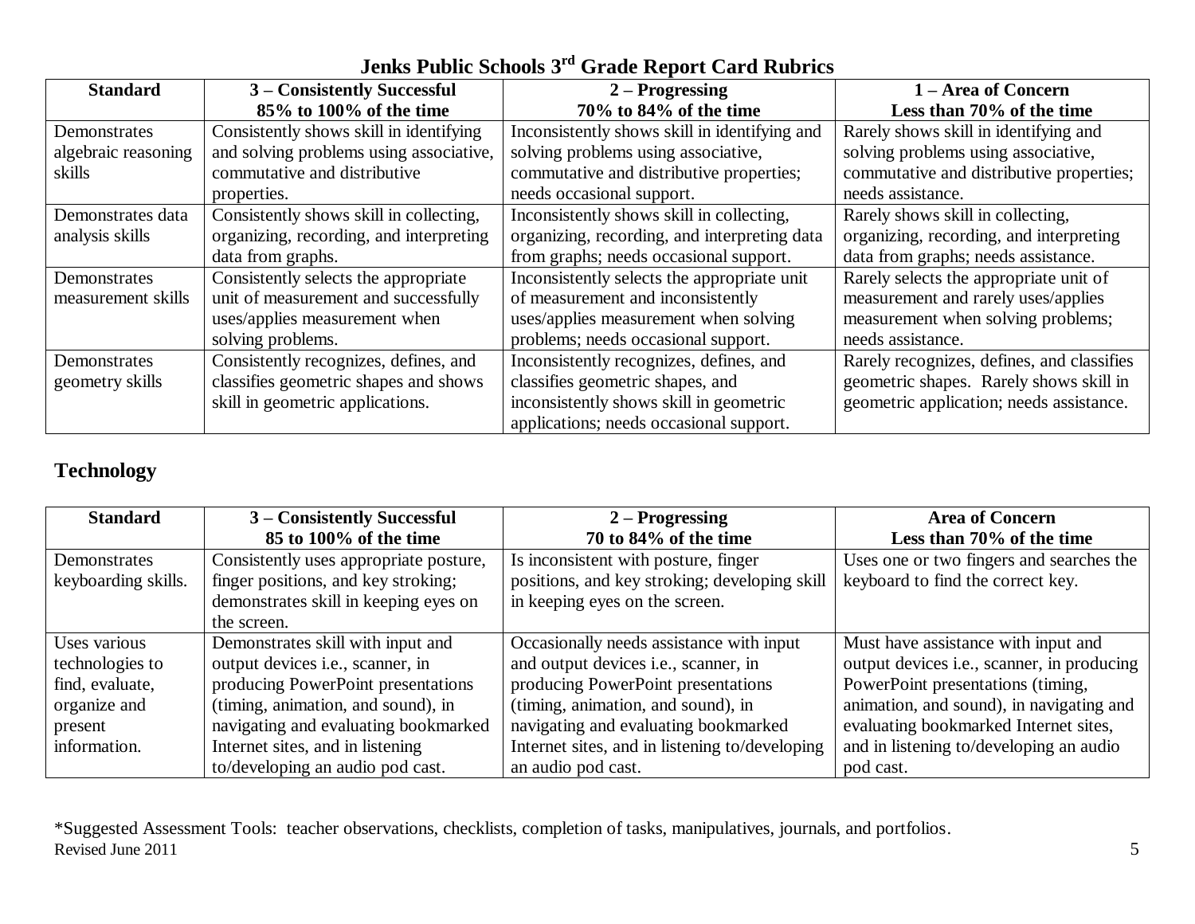# Jenks Public Schools 3rd Grade Report Card Rubrics

| Standard | 3 – Consistently Successful<br>85% to 100% of the time | 2 – Progressing<br>70% to 84% of the time | 1 – Area of Concern<br>Less than 70% of the time |
|---|---|---|---|
| Demonstrates algebraic reasoning skills | Consistently shows skill in identifying and solving problems using associative, commutative and distributive properties. | Inconsistently shows skill in identifying and solving problems using associative, commutative and distributive properties; needs occasional support. | Rarely shows skill in identifying and solving problems using associative, commutative and distributive properties; needs assistance. |
| Demonstrates data analysis skills | Consistently shows skill in collecting, organizing, recording, and interpreting data from graphs. | Inconsistently shows skill in collecting, organizing, recording, and interpreting data from graphs; needs occasional support. | Rarely shows skill in collecting, organizing, recording, and interpreting data from graphs; needs assistance. |
| Demonstrates measurement skills | Consistently selects the appropriate unit of measurement and successfully uses/applies measurement when solving problems. | Inconsistently selects the appropriate unit of measurement and inconsistently uses/applies measurement when solving problems; needs occasional support. | Rarely selects the appropriate unit of measurement and rarely uses/applies measurement when solving problems; needs assistance. |
| Demonstrates geometry skills | Consistently recognizes, defines, and classifies geometric shapes and shows skill in geometric applications. | Inconsistently recognizes, defines, and classifies geometric shapes, and inconsistently shows skill in geometric applications; needs occasional support. | Rarely recognizes, defines, and classifies geometric shapes. Rarely shows skill in geometric application; needs assistance. |

## Technology

| Standard | 3 – Consistently Successful<br>85 to 100% of the time | 2 – Progressing<br>70 to 84% of the time | Area of Concern<br>Less than 70% of the time |
|---|---|---|---|
| Demonstrates keyboarding skills. | Consistently uses appropriate posture, finger positions, and key stroking; demonstrates skill in keeping eyes on the screen. | Is inconsistent with posture, finger positions, and key stroking; developing skill in keeping eyes on the screen. | Uses one or two fingers and searches the keyboard to find the correct key. |
| Uses various technologies to find, evaluate, organize and present information. | Demonstrates skill with input and output devices i.e., scanner, in producing PowerPoint presentations (timing, animation, and sound), in navigating and evaluating bookmarked Internet sites, and in listening to/developing an audio pod cast. | Occasionally needs assistance with input and output devices i.e., scanner, in producing PowerPoint presentations (timing, animation, and sound), in navigating and evaluating bookmarked Internet sites, and in listening to/developing an audio pod cast. | Must have assistance with input and output devices i.e., scanner, in producing PowerPoint presentations (timing, animation, and sound), in navigating and evaluating bookmarked Internet sites, and in listening to/developing an audio pod cast. |

*Suggested Assessment Tools: teacher observations, checklists, completion of tasks, manipulatives, journals, and portfolios.

Revised June 2011